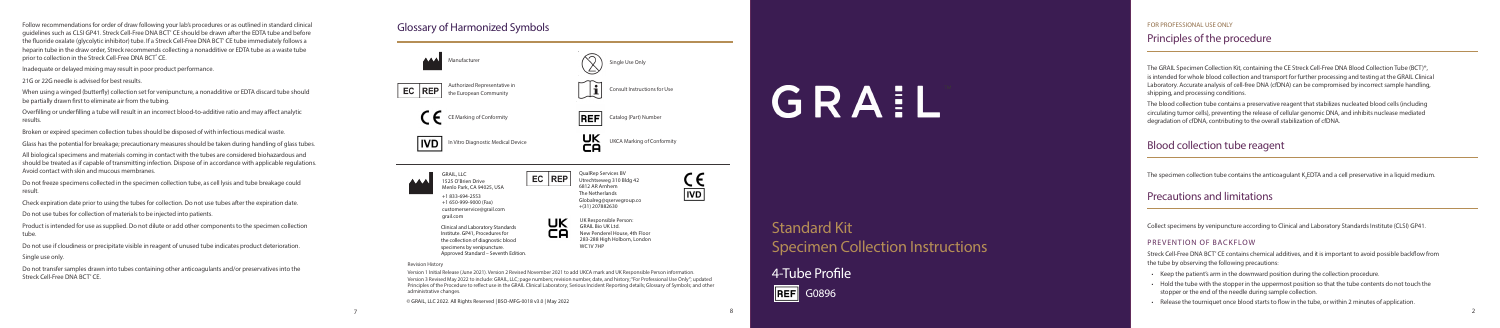Follow recommendations for order of draw following your lab's procedures or as outlined in standard clinical guidelines such as CLSI GP41. Streck Cell-Free DNA BCT® CE should be drawn after the EDTA tube and before the fluoride oxalate (glycolytic inhibitor) tube. If a Streck Cell-Free DNA BCT® CE tube immediately follows a heparin tube in the draw order, Streck recommends collecting a nonadditive or EDTA tube as a waste tube prior to collection in the Streck Cell-Free DNA BCT® CE.

Inadequate or delayed mixing may result in poor product performance.

21G or 22G needle is advised for best results.

When using a winged (butterfly) collection set for venipuncture, a nonadditive or EDTA discard tube should be partially drawn first to eliminate air from the tubing.

Overfilling or underfilling a tube will result in an incorrect blood-to-additive ratio and may affect analytic results.

Broken or expired specimen collection tubes should be disposed of with infectious medical waste.

Glass has the potential for breakage; precautionary measures should be taken during handling of glass tubes.

All biological specimens and materials coming in contact with the tubes are considered biohazardous and should be treated as if capable of transmitting infection. Dispose of in accordance with applicable regulations. Avoid contact with skin and mucous membranes.

Do not freeze specimens collected in the specimen collection tube, as cell lysis and tube breakage could result.

Check expiration date prior to using the tubes for collection. Do not use tubes after the expiration date.

Do not use tubes for collection of materials to be injected into patients.

Product is intended for use as supplied. Do not dilute or add other components to the specimen collection tube.

Do not use if cloudiness or precipitate visible in reagent of unused tube indicates product deterioration.

Single use only.

Do not transfer samples drawn into tubes containing other anticoagulants and/or preservatives into the Streck Cell-Free DNA BCT® CE.

## Glossary of Harmonized Symbols

| Symbol | Meaning | Symbol | Meaning |
|---|---|---|---|
| (Manufacturer symbol) | Manufacturer | (Single use symbol) | Single Use Only |
| EC REP | Authorized Representative in the European Community | (i) | Consult Instructions for Use |
| CE | CE Marking of Conformity | REF | Catalog (Part) Number |
| IVD | In Vitro Diagnostic Medical Device | UK CA | UKCA Marking of Conformity |

GRAIL, LLC
1525 O'Brien Drive
Menlo Park, CA 94025, USA
+1 833-694-2553
+1 650-999-9600 (fax)
customerservice@grail.com
grail.com

EC REP
QualRep Services BV
Utrechtseweg 310 Bldg 42
6812 AR Arnhem
The Netherlands
Globalreg@qservegroup.co
+(31) 207882630

CE IVD

Clinical and Laboratory Standards Institute. GP41. Procedures for the collection of diagnostic blood specimens by venipuncture. Approved Standard – Seventh Edition.

UK CA
UK Responsible Person:
GRAIL Bio UK Ltd.
New Penderel House, 4th Floor
283-288 High Holborn, London
WC1V 7HP

Revision History

Version 1 Initial Release (June 2021). Version 2 Revised November 2021 to add UKCA mark and UK Responsible Person information. Version 3 Revised May 2022 to include GRAIL, LLC; page numbers; revision number, date, and history; "For Professional Use Only"; updated Principles of the Procedure to reflect use in the GRAIL Clinical Laboratory; Serious Incident Reporting details; Glossary of Symbols; and other administrative changes.

© GRAIL, LLC 2022. All Rights Reserved | BSO-MPG-0018 v3.0 | May 2022

# GRAIL

# Standard Kit Specimen Collection Instructions

## 4-Tube Profile

REF G0896

FOR PROFESSIONAL USE ONLY

## Principles of the procedure

The GRAIL Specimen Collection Kit, containing the CE Streck Cell-Free DNA Blood Collection Tube (BCT)®, is intended for whole blood collection and transport for further processing and testing at the GRAIL Clinical Laboratory. Accurate analysis of cell-free DNA (cfDNA) can be compromised by incorrect sample handling, shipping, and processing conditions.

The blood collection tube contains a preservative reagent that stabilizes nucleated blood cells (including circulating tumor cells), preventing the release of cellular genomic DNA, and inhibits nuclease mediated degradation of cfDNA, contributing to the overall stabilization of cfDNA.

## Blood collection tube reagent

The specimen collection tube contains the anticoagulant $K_2$EDTA and a cell preservative in a liquid medium.

## Precautions and limitations

Collect specimens by venipuncture according to Clinical and Laboratory Standards Institute (CLSI) GP41.

### PREVENTION OF BACKFLOW

Streck Cell-Free DNA BCT® CE contains chemical additives, and it is important to avoid possible backflow from the tube by observing the following precautions:

- Keep the patient's arm in the downward position during the collection procedure.
- Hold the tube with the stopper in the uppermost position so that the tube contents do not touch the stopper or the end of the needle during sample collection.
- Release the tourniquet once blood starts to flow in the tube, or within 2 minutes of application.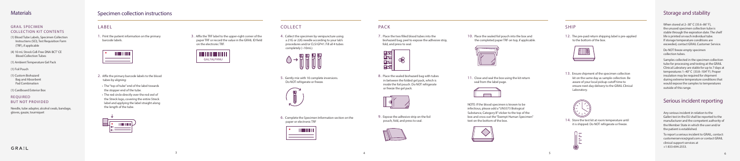## Materials

### GRAIL SPECIMEN COLLECTION KIT CONTENTS

(1) Blood Tube Labels, Specimen Collection Instructions (SCI), Test Requisition Form (TRF), if applicable

(4) 10 mL Streck Cell-Free DNA BCT® CE Blood Collection Tubes

(1) Ambient Temperature Gel Pack

(1) Foil Pouch

(1) Custom Biohazard Bag and Absorbent Pad Combination

(1) Cardboard Exterior Box

### REQUIRED BUT NOT PROVIDED

Needle, tube adapter, alcohol swab, bandage, gloves, gauze, tourniquet

GRAIL

## Specimen collection instructions

### LABEL

1. Print the patient information on the primary barcode labels.

2. Affix the primary barcode labels to the blood tubes by aligning:
   - The "top of tube" end of the label towards the stopper end of the tube.
   - The red circle directly over the red owl of the Streck logo, covering the entire Streck label and applying the label straight along the length of the tube.

3. Affix the TRF label to the upper-right corner of the paper TRF or record the value in the GRAIL ID field on the electronic TRF.

GAL7ALPHNU

### COLLECT

4. Collect the specimen by venipuncture using a 21G or 22G needle according to your lab's procedures and/or CLSI GP41. Fill all 4 tubes completely (~10mL).

5. Gently mix with 10 complete inversions. Do NOT refrigerate or freeze.

6. Complete the Specimen Information section on the paper or electronic TRF

### PACK

7. Place the two filled blood tubes into the biohazard bag, peel to expose the adhesive strip, fold, and press to seal.

8. Place the sealed biohazard bag with tubes in between the folded gel pack, which is inside the foil pouch. Do NOT refrigerate or freeze the gel pack.

9. Expose the adhesive strip on the foil pouch, fold, and press to seal.

10. Place the sealed foil pouch into the box and the completed paper TRF on top, if applicable.

11. Close and seal the box using the kit return seal from the label page.

NOTE: If the blood specimen is known to be infectious, please add a "UN3373 Biological Substance, Category B" sticker to the top of the box and cross out the "Exempt Human Specimen" text on the bottom of the box.

### SHIP

12. The pre-paid return shipping label is pre-applied to the bottom of the box.

13. Ensure shipment of the specimen collection kit on the same day as sample collection. Be aware of your local pickup cutoff time to ensure next-day delivery to the GRAIL Clinical Laboratory.

14. Store the test kit at room temperature until it is shipped. Do NOT refrigerate or freeze.

## Storage and stability

When stored at 2–30° C (35.6–86° F), the unused specimen collection tube is stable through the expiration date. The shelf life is printed on each individual tube. If storage temperature conditions are exceeded, contact GRAIL Customer Service.

Do NOT freeze empty specimen collection tubes.

Samples collected in the specimen collection tube for processing and testing at the GRAIL Clinical Labratory are stable for up to 7 days at temperatures 1–40° C (33.8–104° F). Proper insulation may be required for shipment during extreme temperature conditions that would expose the samples to temperatures outside of this range.

## Serious incident reporting

Any serious incident in relation to the Galleri test in the EU shall be reported to the manufacturer and the competent authority of the Member State in which the user and/or the patient is established.

To report a serious incident to GRAIL, contact: customerservice@grail.com or contact GRAIL clinical support services at +1 833-694-2553.